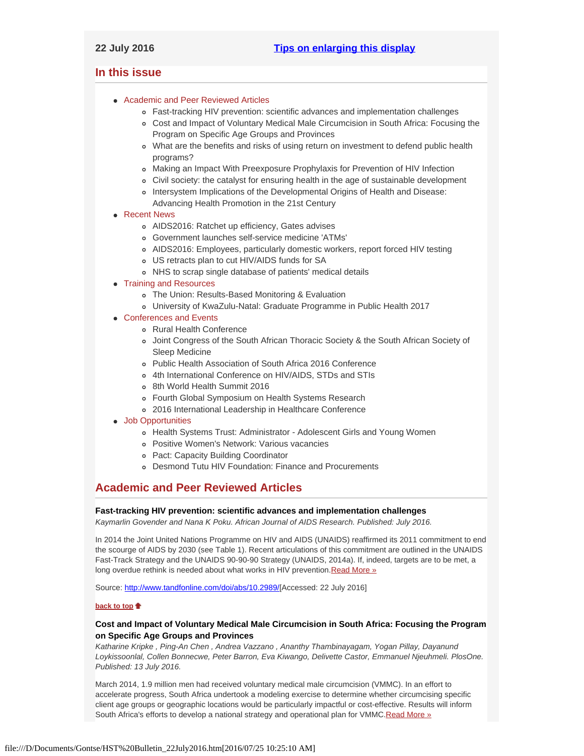**22 July 2016** **Tips on enlarging this display**

## In this issue

- Academic and Peer Reviewed Articles
  - Fast-tracking HIV prevention: scientific advances and implementation challenges
  - Cost and Impact of Voluntary Medical Male Circumcision in South Africa: Focusing the Program on Specific Age Groups and Provinces
  - What are the benefits and risks of using return on investment to defend public health programs?
  - Making an Impact With Preexposure Prophylaxis for Prevention of HIV Infection
  - Civil society: the catalyst for ensuring health in the age of sustainable development
  - Intersystem Implications of the Developmental Origins of Health and Disease: Advancing Health Promotion in the 21st Century
- Recent News
  - AIDS2016: Ratchet up efficiency, Gates advises
  - Government launches self-service medicine 'ATMs'
  - AIDS2016: Employees, particularly domestic workers, report forced HIV testing
  - US retracts plan to cut HIV/AIDS funds for SA
  - NHS to scrap single database of patients' medical details
- Training and Resources
  - The Union: Results-Based Monitoring & Evaluation
  - University of KwaZulu-Natal: Graduate Programme in Public Health 2017
- Conferences and Events
  - Rural Health Conference
  - Joint Congress of the South African Thoracic Society & the South African Society of Sleep Medicine
  - Public Health Association of South Africa 2016 Conference
  - 4th International Conference on HIV/AIDS, STDs and STIs
  - 8th World Health Summit 2016
  - Fourth Global Symposium on Health Systems Research
  - 2016 International Leadership in Healthcare Conference
- Job Opportunities
  - Health Systems Trust: Administrator - Adolescent Girls and Young Women
  - Positive Women's Network: Various vacancies
  - Pact: Capacity Building Coordinator
  - Desmond Tutu HIV Foundation: Finance and Procurements

## Academic and Peer Reviewed Articles

**Fast-tracking HIV prevention: scientific advances and implementation challenges**
*Kaymarlin Govender and Nana K Poku. African Journal of AIDS Research. Published: July 2016.*

In 2014 the Joint United Nations Programme on HIV and AIDS (UNAIDS) reaffirmed its 2011 commitment to end the scourge of AIDS by 2030 (see Table 1). Recent articulations of this commitment are outlined in the UNAIDS Fast-Track Strategy and the UNAIDS 90-90-90 Strategy (UNAIDS, 2014a). If, indeed, targets are to be met, a long overdue rethink is needed about what works in HIV prevention.Read More »

Source: http://www.tandfonline.com/doi/abs/10.2989/[Accessed: 22 July 2016]

**back to top**

**Cost and Impact of Voluntary Medical Male Circumcision in South Africa: Focusing the Program on Specific Age Groups and Provinces**
*Katharine Kripke , Ping-An Chen , Andrea Vazzano , Ananthy Thambinayagam, Yogan Pillay, Dayanund Loykissoonlal, Collen Bonnecwe, Peter Barron, Eva Kiwango, Delivette Castor, Emmanuel Njeuhmeli. PlosOne. Published: 13 July 2016.*

March 2014, 1.9 million men had received voluntary medical male circumcision (VMMC). In an effort to accelerate progress, South Africa undertook a modeling exercise to determine whether circumcising specific client age groups or geographic locations would be particularly impactful or cost-effective. Results will inform South Africa's efforts to develop a national strategy and operational plan for VMMC.Read More »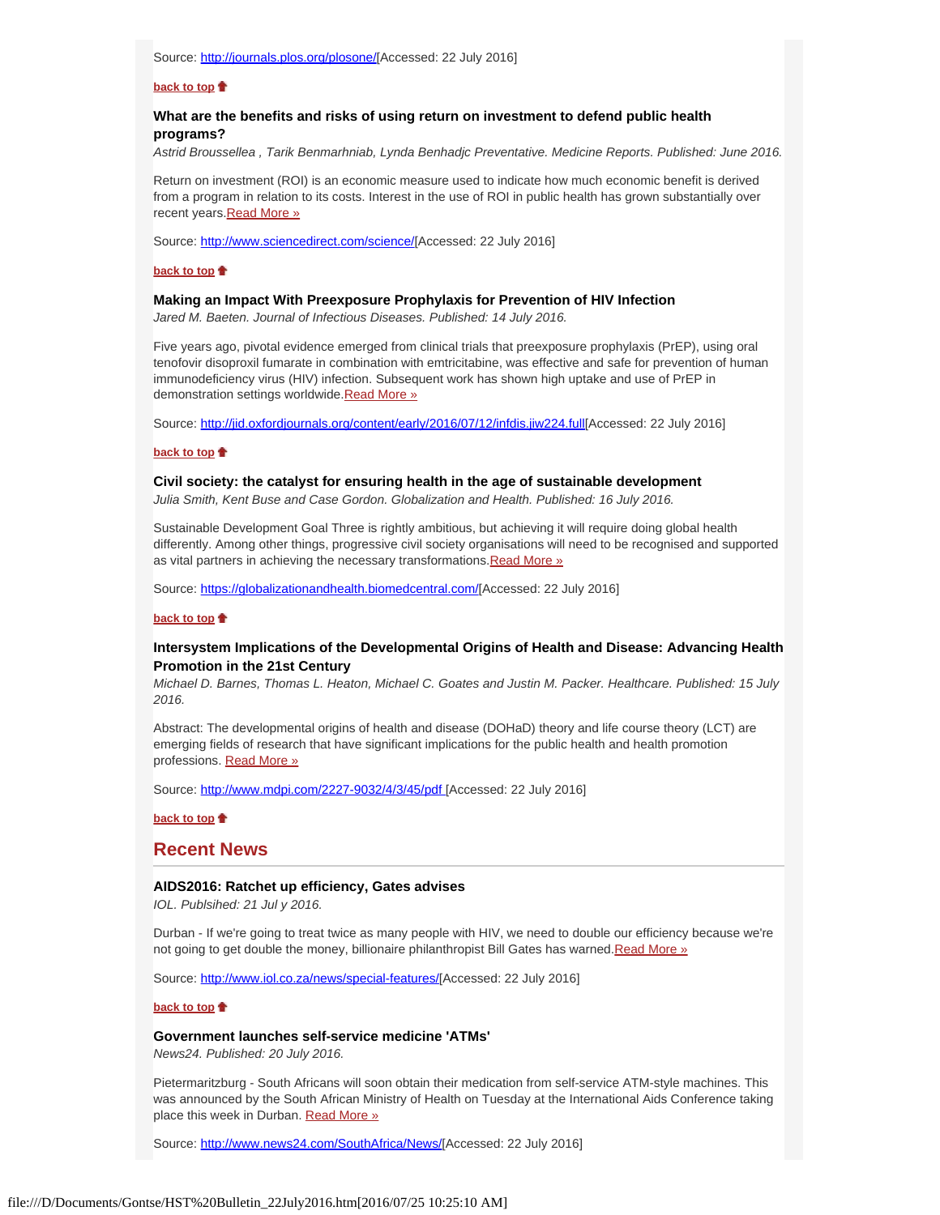Source: http://journals.plos.org/plosone/[Accessed: 22 July 2016]

**back to top**

### What are the benefits and risks of using return on investment to defend public health programs?

*Astrid Broussellea , Tarik Benmarhniab, Lynda Benhadjc Preventative. Medicine Reports. Published: June 2016.*

Return on investment (ROI) is an economic measure used to indicate how much economic benefit is derived from a program in relation to its costs. Interest in the use of ROI in public health has grown substantially over recent years.Read More »

Source: http://www.sciencedirect.com/science/[Accessed: 22 July 2016]

**back to top**

### Making an Impact With Preexposure Prophylaxis for Prevention of HIV Infection

*Jared M. Baeten. Journal of Infectious Diseases. Published: 14 July 2016.*

Five years ago, pivotal evidence emerged from clinical trials that preexposure prophylaxis (PrEP), using oral tenofovir disoproxil fumarate in combination with emtricitabine, was effective and safe for prevention of human immunodeficiency virus (HIV) infection. Subsequent work has shown high uptake and use of PrEP in demonstration settings worldwide.Read More »

Source: http://jid.oxfordjournals.org/content/early/2016/07/12/infdis.jiw224.full[Accessed: 22 July 2016]

**back to top**

### Civil society: the catalyst for ensuring health in the age of sustainable development

*Julia Smith, Kent Buse and Case Gordon. Globalization and Health. Published: 16 July 2016.*

Sustainable Development Goal Three is rightly ambitious, but achieving it will require doing global health differently. Among other things, progressive civil society organisations will need to be recognised and supported as vital partners in achieving the necessary transformations.Read More »

Source: https://globalizationandhealth.biomedcentral.com/[Accessed: 22 July 2016]

**back to top**

### Intersystem Implications of the Developmental Origins of Health and Disease: Advancing Health Promotion in the 21st Century

*Michael D. Barnes, Thomas L. Heaton, Michael C. Goates and Justin M. Packer. Healthcare. Published: 15 July 2016.*

Abstract: The developmental origins of health and disease (DOHaD) theory and life course theory (LCT) are emerging fields of research that have significant implications for the public health and health promotion professions. Read More »

Source: http://www.mdpi.com/2227-9032/4/3/45/pdf [Accessed: 22 July 2016]

**back to top**

## Recent News

### AIDS2016: Ratchet up efficiency, Gates advises

*IOL. Publsihed: 21 Jul y 2016.*

Durban - If we're going to treat twice as many people with HIV, we need to double our efficiency because we're not going to get double the money, billionaire philanthropist Bill Gates has warned.Read More »

Source: http://www.iol.co.za/news/special-features/[Accessed: 22 July 2016]

**back to top**

### Government launches self-service medicine 'ATMs'

*News24. Published: 20 July 2016.*

Pietermaritzburg - South Africans will soon obtain their medication from self-service ATM-style machines. This was announced by the South African Ministry of Health on Tuesday at the International Aids Conference taking place this week in Durban. Read More »

Source: http://www.news24.com/SouthAfrica/News/[Accessed: 22 July 2016]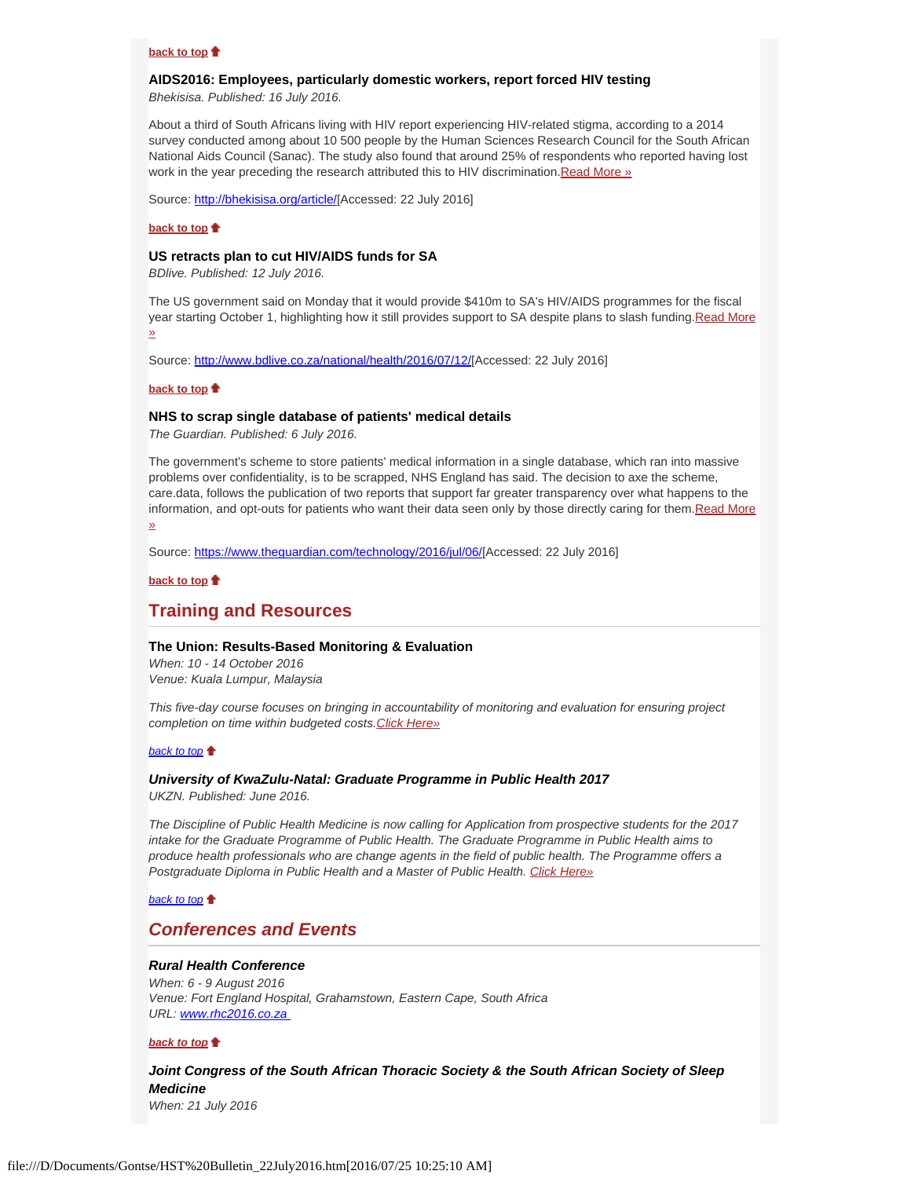**back to top**

### AIDS2016: Employees, particularly domestic workers, report forced HIV testing

*Bhekisisa. Published: 16 July 2016.*

About a third of South Africans living with HIV report experiencing HIV-related stigma, according to a 2014 survey conducted among about 10 500 people by the Human Sciences Research Council for the South African National Aids Council (Sanac). The study also found that around 25% of respondents who reported having lost work in the year preceding the research attributed this to HIV discrimination.Read More »

Source: http://bhekisisa.org/article/[Accessed: 22 July 2016]

**back to top**

### US retracts plan to cut HIV/AIDS funds for SA

*BDlive. Published: 12 July 2016.*

The US government said on Monday that it would provide $410m to SA's HIV/AIDS programmes for the fiscal year starting October 1, highlighting how it still provides support to SA despite plans to slash funding.Read More »

Source: http://www.bdlive.co.za/national/health/2016/07/12/[Accessed: 22 July 2016]

**back to top**

### NHS to scrap single database of patients' medical details

*The Guardian. Published: 6 July 2016.*

The government's scheme to store patients' medical information in a single database, which ran into massive problems over confidentiality, is to be scrapped, NHS England has said. The decision to axe the scheme, care.data, follows the publication of two reports that support far greater transparency over what happens to the information, and opt-outs for patients who want their data seen only by those directly caring for them.Read More »

Source: https://www.theguardian.com/technology/2016/jul/06/[Accessed: 22 July 2016]

**back to top**

## Training and Resources

### The Union: Results-Based Monitoring & Evaluation

*When: 10 - 14 October 2016*
*Venue: Kuala Lumpur, Malaysia*

*This five-day course focuses on bringing in accountability of monitoring and evaluation for ensuring project completion on time within budgeted costs.Click Here»*

*back to top*

### *University of KwaZulu-Natal: Graduate Programme in Public Health 2017*

UKZN. Published: June 2016.

*The Discipline of Public Health Medicine is now calling for Application from prospective students for the 2017 intake for the Graduate Programme of Public Health. The Graduate Programme in Public Health aims to produce health professionals who are change agents in the field of public health. The Programme offers a Postgraduate Diploma in Public Health and a Master of Public Health. Click Here»*

*back to top*

## *Conferences and Events*

### *Rural Health Conference*

*When: 6 - 9 August 2016*
*Venue: Fort England Hospital, Grahamstown, Eastern Cape, South Africa*
*URL: www.rhc2016.co.za*

***back to top***

### *Joint Congress of the South African Thoracic Society & the South African Society of Sleep Medicine*

*When: 21 July 2016*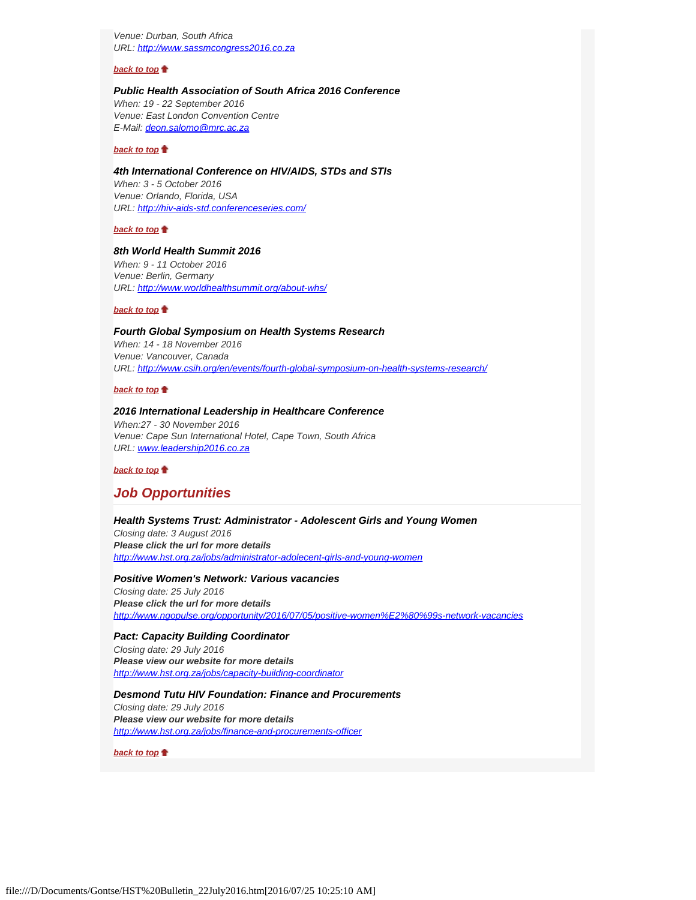*Venue: Durban, South Africa*
*URL: [http://www.sassmcongress2016.co.za](http://www.sassmcongress2016.co.za)*

***back to top***

***Public Health Association of South Africa 2016 Conference***
*When: 19 - 22 September 2016*
*Venue: East London Convention Centre*
*E-Mail: deon.salomo@mrc.ac.za*

***back to top***

***4th International Conference on HIV/AIDS, STDs and STIs***
*When: 3 - 5 October 2016*
*Venue: Orlando, Florida, USA*
*URL: [http://hiv-aids-std.conferenceseries.com/](http://hiv-aids-std.conferenceseries.com/)*

***back to top***

***8th World Health Summit 2016***
*When: 9 - 11 October 2016*
*Venue: Berlin, Germany*
*URL: [http://www.worldhealthsummit.org/about-whs/](http://www.worldhealthsummit.org/about-whs/)*

***back to top***

***Fourth Global Symposium on Health Systems Research***
*When: 14 - 18 November 2016*
*Venue: Vancouver, Canada*
*URL: [http://www.csih.org/en/events/fourth-global-symposium-on-health-systems-research/](http://www.csih.org/en/events/fourth-global-symposium-on-health-systems-research/)*

***back to top***

***2016 International Leadership in Healthcare Conference***
*When:27 - 30 November 2016*
*Venue: Cape Sun International Hotel, Cape Town, South Africa*
*URL: [www.leadership2016.co.za](www.leadership2016.co.za)*

***back to top***

## *Job Opportunities*

***Health Systems Trust: Administrator - Adolescent Girls and Young Women***
*Closing date: 3 August 2016*
***Please click the url for more details***
*[http://www.hst.org.za/jobs/administrator-adolecent-girls-and-young-women](http://www.hst.org.za/jobs/administrator-adolecent-girls-and-young-women)*

***Positive Women's Network: Various vacancies***
*Closing date: 25 July 2016*
***Please click the url for more details***
*[http://www.ngopulse.org/opportunity/2016/07/05/positive-women%E2%80%99s-network-vacancies](http://www.ngopulse.org/opportunity/2016/07/05/positive-women%E2%80%99s-network-vacancies)*

***Pact: Capacity Building Coordinator***
*Closing date: 29 July 2016*
***Please view our website for more details***
*[http://www.hst.org.za/jobs/capacity-building-coordinator](http://www.hst.org.za/jobs/capacity-building-coordinator)*

***Desmond Tutu HIV Foundation: Finance and Procurements***
*Closing date: 29 July 2016*
***Please view our website for more details***
*[http://www.hst.org.za/jobs/finance-and-procurements-officer](http://www.hst.org.za/jobs/finance-and-procurements-officer)*

***back to top***